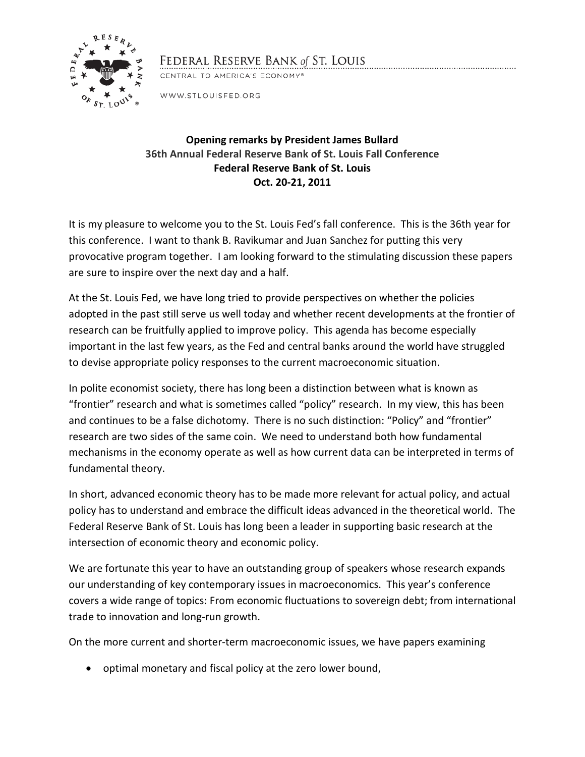FEDERAL RESERVE BANK *of* ST. LOUIS

CENTRAL TO AMERICA'S ECONOMY®

WWW.STLOUISFED.ORG

**Opening remarks by President James Bullard**
**36th Annual Federal Reserve Bank of St. Louis Fall Conference**
**Federal Reserve Bank of St. Louis**
**Oct. 20-21, 2011**

It is my pleasure to welcome you to the St. Louis Fed's fall conference. This is the 36th year for this conference. I want to thank B. Ravikumar and Juan Sanchez for putting this very provocative program together. I am looking forward to the stimulating discussion these papers are sure to inspire over the next day and a half.

At the St. Louis Fed, we have long tried to provide perspectives on whether the policies adopted in the past still serve us well today and whether recent developments at the frontier of research can be fruitfully applied to improve policy. This agenda has become especially important in the last few years, as the Fed and central banks around the world have struggled to devise appropriate policy responses to the current macroeconomic situation.

In polite economist society, there has long been a distinction between what is known as "frontier" research and what is sometimes called "policy" research. In my view, this has been and continues to be a false dichotomy. There is no such distinction: "Policy" and "frontier" research are two sides of the same coin. We need to understand both how fundamental mechanisms in the economy operate as well as how current data can be interpreted in terms of fundamental theory.

In short, advanced economic theory has to be made more relevant for actual policy, and actual policy has to understand and embrace the difficult ideas advanced in the theoretical world. The Federal Reserve Bank of St. Louis has long been a leader in supporting basic research at the intersection of economic theory and economic policy.

We are fortunate this year to have an outstanding group of speakers whose research expands our understanding of key contemporary issues in macroeconomics. This year's conference covers a wide range of topics: From economic fluctuations to sovereign debt; from international trade to innovation and long-run growth.

On the more current and shorter-term macroeconomic issues, we have papers examining

- optimal monetary and fiscal policy at the zero lower bound,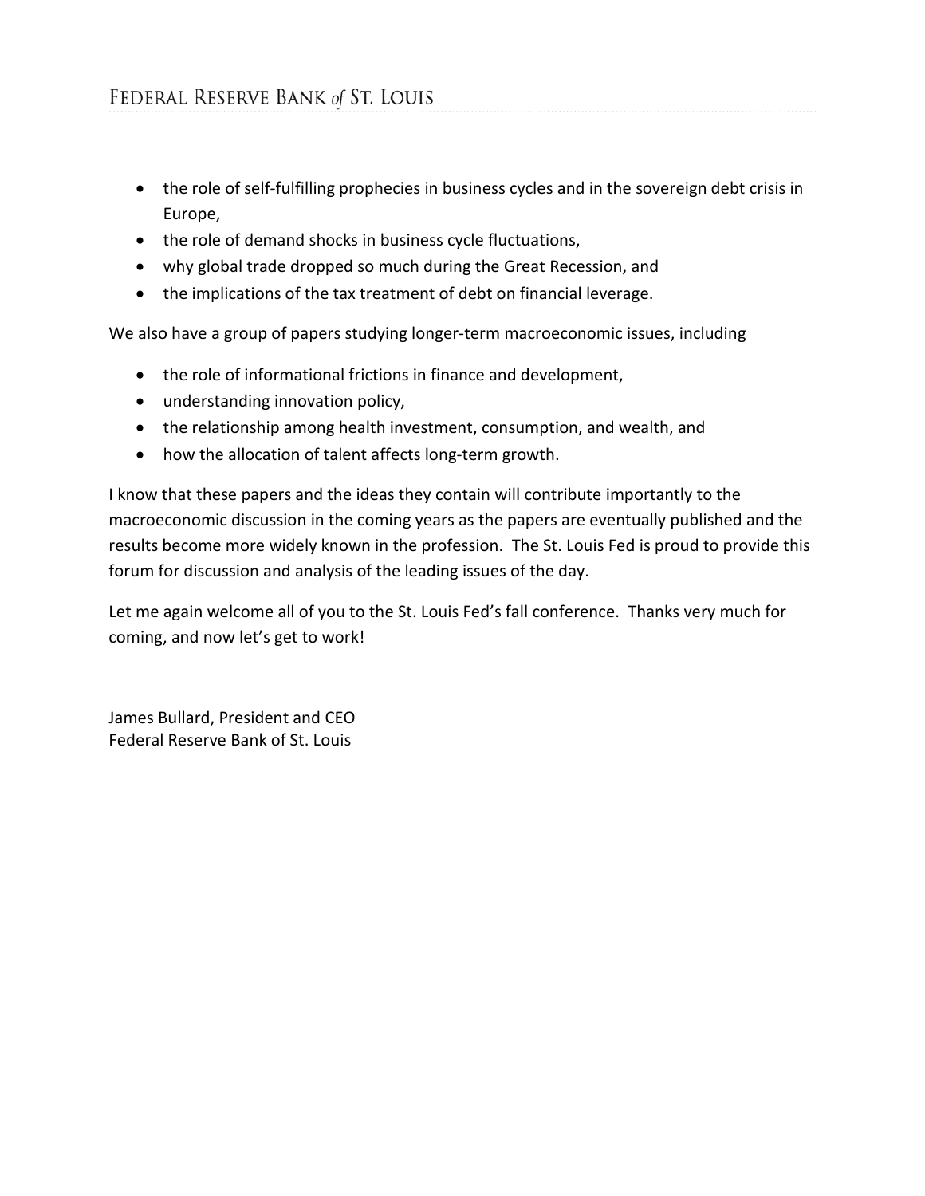- the role of self-fulfilling prophecies in business cycles and in the sovereign debt crisis in Europe,
- the role of demand shocks in business cycle fluctuations,
- why global trade dropped so much during the Great Recession, and
- the implications of the tax treatment of debt on financial leverage.

We also have a group of papers studying longer-term macroeconomic issues, including

- the role of informational frictions in finance and development,
- understanding innovation policy,
- the relationship among health investment, consumption, and wealth, and
- how the allocation of talent affects long-term growth.

I know that these papers and the ideas they contain will contribute importantly to the macroeconomic discussion in the coming years as the papers are eventually published and the results become more widely known in the profession. The St. Louis Fed is proud to provide this forum for discussion and analysis of the leading issues of the day.

Let me again welcome all of you to the St. Louis Fed's fall conference. Thanks very much for coming, and now let's get to work!

James Bullard, President and CEO
Federal Reserve Bank of St. Louis